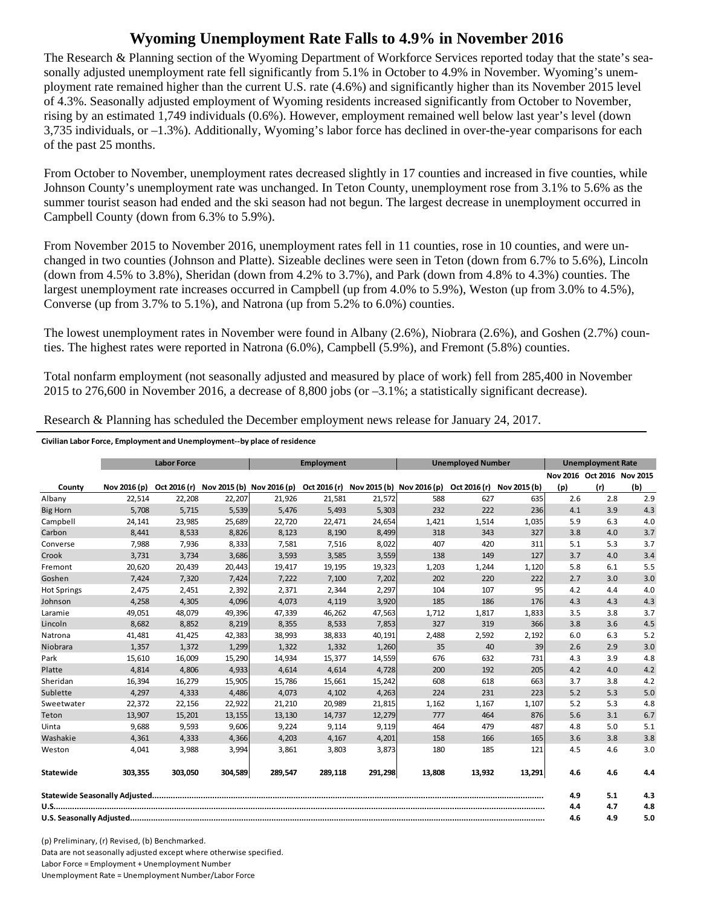# Wyoming Unemployment Rate Falls to 4.9% in November 2016

The Research & Planning section of the Wyoming Department of Workforce Services reported today that the state's seasonally adjusted unemployment rate fell significantly from 5.1% in October to 4.9% in November. Wyoming's unemployment rate remained higher than the current U.S. rate (4.6%) and significantly higher than its November 2015 level of 4.3%. Seasonally adjusted employment of Wyoming residents increased significantly from October to November, rising by an estimated 1,749 individuals (0.6%). However, employment remained well below last year's level (down 3,735 individuals, or –1.3%). Additionally, Wyoming's labor force has declined in over-the-year comparisons for each of the past 25 months.

From October to November, unemployment rates decreased slightly in 17 counties and increased in five counties, while Johnson County's unemployment rate was unchanged. In Teton County, unemployment rose from 3.1% to 5.6% as the summer tourist season had ended and the ski season had not begun. The largest decrease in unemployment occurred in Campbell County (down from 6.3% to 5.9%).

From November 2015 to November 2016, unemployment rates fell in 11 counties, rose in 10 counties, and were unchanged in two counties (Johnson and Platte). Sizeable declines were seen in Teton (down from 6.7% to 5.6%), Lincoln (down from 4.5% to 3.8%), Sheridan (down from 4.2% to 3.7%), and Park (down from 4.8% to 4.3%) counties. The largest unemployment rate increases occurred in Campbell (up from 4.0% to 5.9%), Weston (up from 3.0% to 4.5%), Converse (up from 3.7% to 5.1%), and Natrona (up from 5.2% to 6.0%) counties.

The lowest unemployment rates in November were found in Albany (2.6%), Niobrara (2.6%), and Goshen (2.7%) counties. The highest rates were reported in Natrona (6.0%), Campbell (5.9%), and Fremont (5.8%) counties.

Total nonfarm employment (not seasonally adjusted and measured by place of work) fell from 285,400 in November 2015 to 276,600 in November 2016, a decrease of 8,800 jobs (or –3.1%; a statistically significant decrease).

Research & Planning has scheduled the December employment news release for January 24, 2017.

**Civilian Labor Force, Employment and Unemployment--by place of residence**

| | Labor Force | | | Employment | | | Unemployed Number | | | Unemployment Rate | | |
|---|---|---|---|---|---|---|---|---|---|---|---|---|
| County | Nov 2016 (p) | Oct 2016 (r) | Nov 2015 (b) | Nov 2016 (p) | Oct 2016 (r) | Nov 2015 (b) | Nov 2016 (p) | Oct 2016 (r) | Nov 2015 (b) | Nov 2016 (p) | Oct 2016 (r) | Nov 2015 (b) |
| Albany | 22,514 | 22,208 | 22,207 | 21,926 | 21,581 | 21,572 | 588 | 627 | 635 | 2.6 | 2.8 | 2.9 |
| Big Horn | 5,708 | 5,715 | 5,539 | 5,476 | 5,493 | 5,303 | 232 | 222 | 236 | 4.1 | 3.9 | 4.3 |
| Campbell | 24,141 | 23,985 | 25,689 | 22,720 | 22,471 | 24,654 | 1,421 | 1,514 | 1,035 | 5.9 | 6.3 | 4.0 |
| Carbon | 8,441 | 8,533 | 8,826 | 8,123 | 8,190 | 8,499 | 318 | 343 | 327 | 3.8 | 4.0 | 3.7 |
| Converse | 7,988 | 7,936 | 8,333 | 7,581 | 7,516 | 8,022 | 407 | 420 | 311 | 5.1 | 5.3 | 3.7 |
| Crook | 3,731 | 3,734 | 3,686 | 3,593 | 3,585 | 3,559 | 138 | 149 | 127 | 3.7 | 4.0 | 3.4 |
| Fremont | 20,620 | 20,439 | 20,443 | 19,417 | 19,195 | 19,323 | 1,203 | 1,244 | 1,120 | 5.8 | 6.1 | 5.5 |
| Goshen | 7,424 | 7,320 | 7,424 | 7,222 | 7,100 | 7,202 | 202 | 220 | 222 | 2.7 | 3.0 | 3.0 |
| Hot Springs | 2,475 | 2,451 | 2,392 | 2,371 | 2,344 | 2,297 | 104 | 107 | 95 | 4.2 | 4.4 | 4.0 |
| Johnson | 4,258 | 4,305 | 4,096 | 4,073 | 4,119 | 3,920 | 185 | 186 | 176 | 4.3 | 4.3 | 4.3 |
| Laramie | 49,051 | 48,079 | 49,396 | 47,339 | 46,262 | 47,563 | 1,712 | 1,817 | 1,833 | 3.5 | 3.8 | 3.7 |
| Lincoln | 8,682 | 8,852 | 8,219 | 8,355 | 8,533 | 7,853 | 327 | 319 | 366 | 3.8 | 3.6 | 4.5 |
| Natrona | 41,481 | 41,425 | 42,383 | 38,993 | 38,833 | 40,191 | 2,488 | 2,592 | 2,192 | 6.0 | 6.3 | 5.2 |
| Niobrara | 1,357 | 1,372 | 1,299 | 1,322 | 1,332 | 1,260 | 35 | 40 | 39 | 2.6 | 2.9 | 3.0 |
| Park | 15,610 | 16,009 | 15,290 | 14,934 | 15,377 | 14,559 | 676 | 632 | 731 | 4.3 | 3.9 | 4.8 |
| Platte | 4,814 | 4,806 | 4,933 | 4,614 | 4,614 | 4,728 | 200 | 192 | 205 | 4.2 | 4.0 | 4.2 |
| Sheridan | 16,394 | 16,279 | 15,905 | 15,786 | 15,661 | 15,242 | 608 | 618 | 663 | 3.7 | 3.8 | 4.2 |
| Sublette | 4,297 | 4,333 | 4,486 | 4,073 | 4,102 | 4,263 | 224 | 231 | 223 | 5.2 | 5.3 | 5.0 |
| Sweetwater | 22,372 | 22,156 | 22,922 | 21,210 | 20,989 | 21,815 | 1,162 | 1,167 | 1,107 | 5.2 | 5.3 | 4.8 |
| Teton | 13,907 | 15,201 | 13,155 | 13,130 | 14,737 | 12,279 | 777 | 464 | 876 | 5.6 | 3.1 | 6.7 |
| Uinta | 9,688 | 9,593 | 9,606 | 9,224 | 9,114 | 9,119 | 464 | 479 | 487 | 4.8 | 5.0 | 5.1 |
| Washakie | 4,361 | 4,333 | 4,366 | 4,203 | 4,167 | 4,201 | 158 | 166 | 165 | 3.6 | 3.8 | 3.8 |
| Weston | 4,041 | 3,988 | 3,994 | 3,861 | 3,803 | 3,873 | 180 | 185 | 121 | 4.5 | 4.6 | 3.0 |
| **Statewide** | **303,355** | **303,050** | **304,589** | **289,547** | **289,118** | **291,298** | **13,808** | **13,932** | **13,291** | **4.6** | **4.6** | **4.4** |
| **Statewide Seasonally Adjusted** | | | | | | | | | | **4.9** | **5.1** | **4.3** |
| **U.S.** | | | | | | | | | | **4.4** | **4.7** | **4.8** |
| **U.S. Seasonally Adjusted** | | | | | | | | | | **4.6** | **4.9** | **5.0** |

(p) Preliminary, (r) Revised, (b) Benchmarked.

Data are not seasonally adjusted except where otherwise specified.

Labor Force = Employment + Unemployment Number

Unemployment Rate = Unemployment Number/Labor Force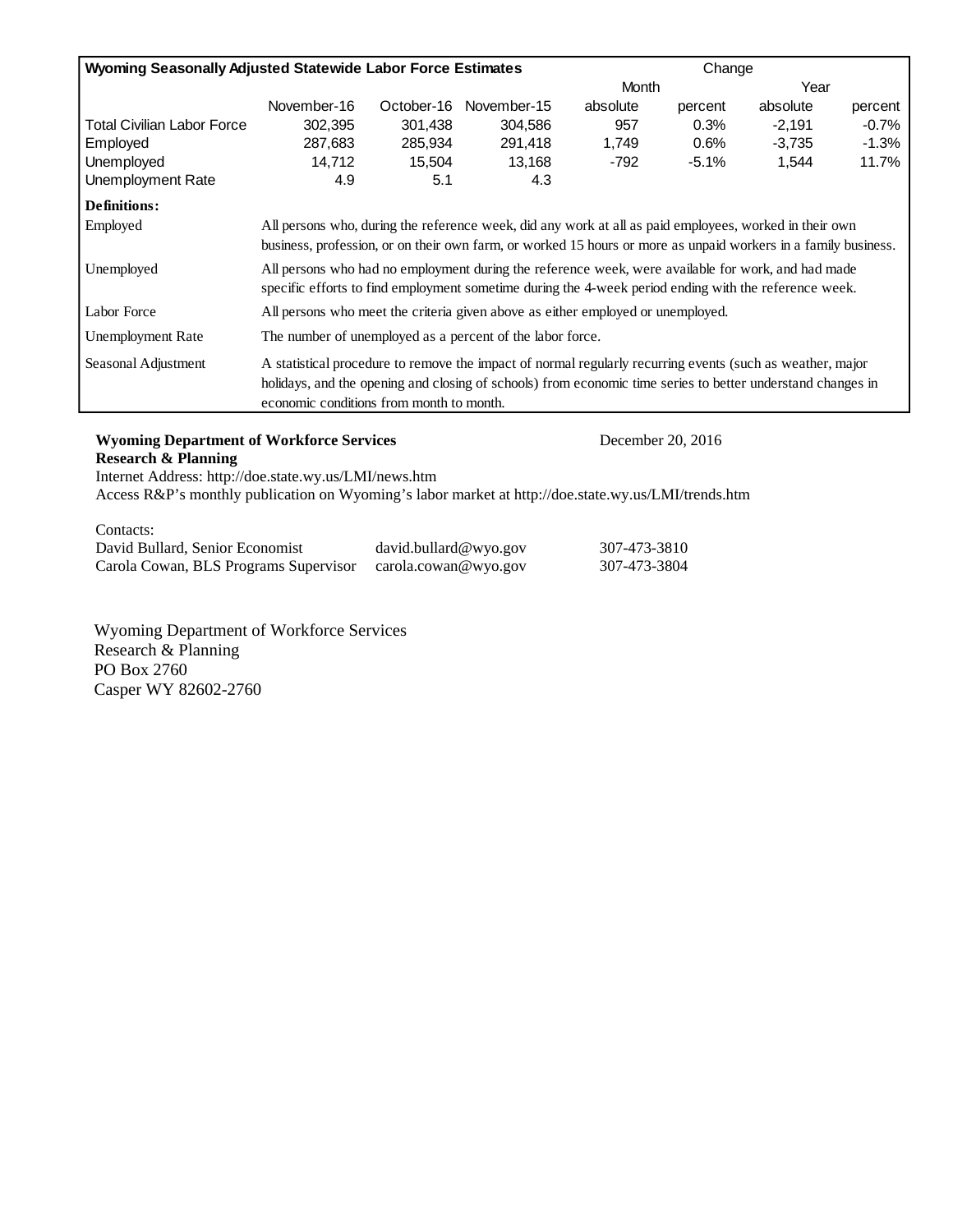| Wyoming Seasonally Adjusted Statewide Labor Force Estimates | | | | Change | | | |
|---|---|---|---|---|---|---|---|
| | | | | Month | | Year | |
| | November-16 | October-16 | November-15 | absolute | percent | absolute | percent |
| Total Civilian Labor Force | 302,395 | 301,438 | 304,586 | 957 | 0.3% | -2,191 | -0.7% |
| Employed | 287,683 | 285,934 | 291,418 | 1,749 | 0.6% | -3,735 | -1.3% |
| Unemployed | 14,712 | 15,504 | 13,168 | -792 | -5.1% | 1,544 | 11.7% |
| Unemployment Rate | 4.9 | 5.1 | 4.3 | | | | |

**Definitions:**

| | |
|---|---|
| Employed | All persons who, during the reference week, did any work at all as paid employees, worked in their own business, profession, or on their own farm, or worked 15 hours or more as unpaid workers in a family business. |
| Unemployed | All persons who had no employment during the reference week, were available for work, and had made specific efforts to find employment sometime during the 4-week period ending with the reference week. |
| Labor Force | All persons who meet the criteria given above as either employed or unemployed. |
| Unemployment Rate | The number of unemployed as a percent of the labor force. |
| Seasonal Adjustment | A statistical procedure to remove the impact of normal regularly recurring events (such as weather, major holidays, and the opening and closing of schools) from economic time series to better understand changes in economic conditions from month to month. |

**Wyoming Department of Workforce Services**
**Research & Planning**

December 20, 2016

Internet Address: http://doe.state.wy.us/LMI/news.htm
Access R&P's monthly publication on Wyoming's labor market at http://doe.state.wy.us/LMI/trends.htm

Contacts:

| | | |
|---|---|---|
| David Bullard, Senior Economist | david.bullard@wyo.gov | 307-473-3810 |
| Carola Cowan, BLS Programs Supervisor | carola.cowan@wyo.gov | 307-473-3804 |

Wyoming Department of Workforce Services
Research & Planning
PO Box 2760
Casper WY 82602-2760